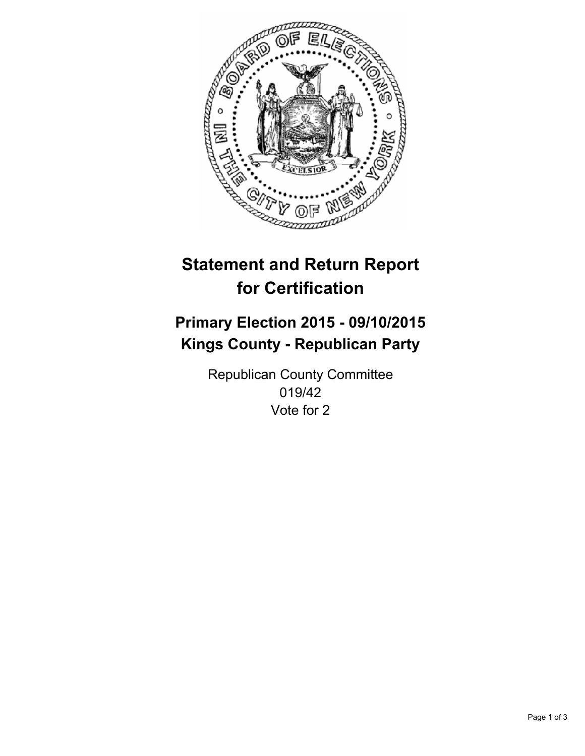# Statement and Return Report for Certification

## Primary Election 2015 - 09/10/2015
## Kings County - Republican Party

Republican County Committee
019/42
Vote for 2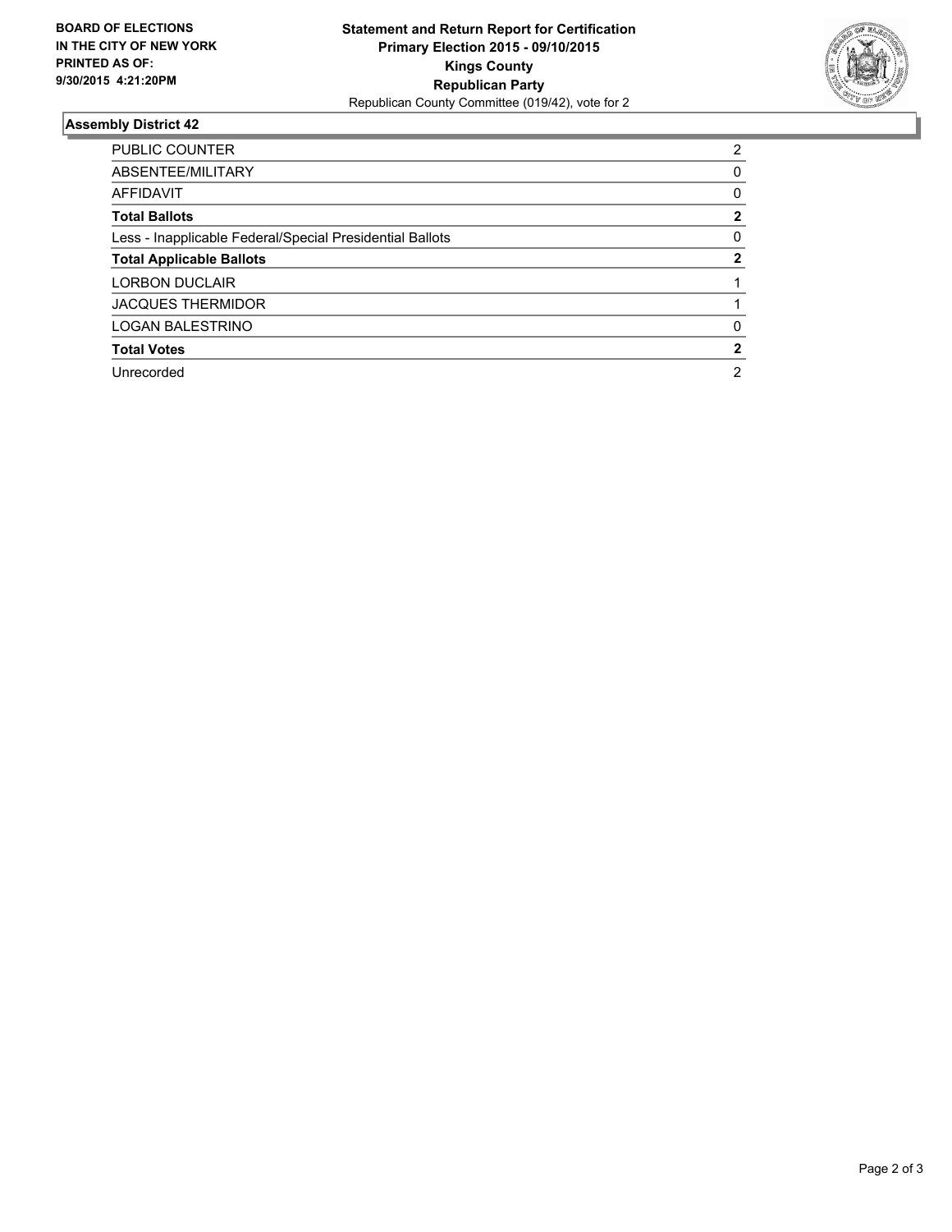**BOARD OF ELECTIONS IN THE CITY OF NEW YORK PRINTED AS OF: 9/30/2015 4:21:20PM**

**Statement and Return Report for Certification**
**Primary Election 2015 - 09/10/2015**
**Kings County**
**Republican Party**
Republican County Committee (019/42), vote for 2

## Assembly District 42

| | |
|---|---|
| PUBLIC COUNTER | 2 |
| ABSENTEE/MILITARY | 0 |
| AFFIDAVIT | 0 |
| **Total Ballots** | **2** |
| Less - Inapplicable Federal/Special Presidential Ballots | 0 |
| **Total Applicable Ballots** | **2** |
| LORBON DUCLAIR | 1 |
| JACQUES THERMIDOR | 1 |
| LOGAN BALESTRINO | 0 |
| **Total Votes** | **2** |
| Unrecorded | 2 |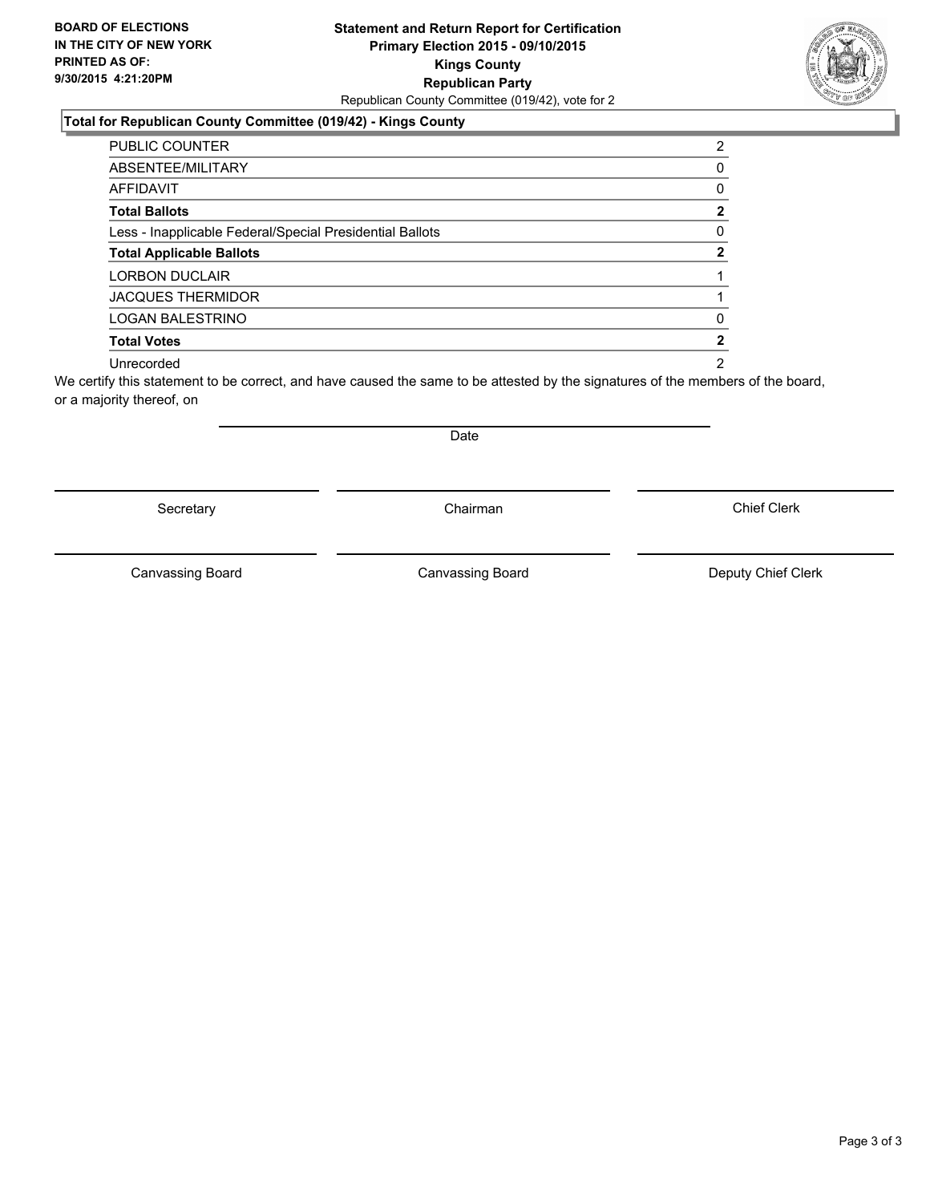**BOARD OF ELECTIONS IN THE CITY OF NEW YORK PRINTED AS OF: 9/30/2015 4:21:20PM**

**Statement and Return Report for Certification**
**Primary Election 2015 - 09/10/2015**
**Kings County**
**Republican Party**
Republican County Committee (019/42), vote for 2

### Total for Republican County Committee (019/42) - Kings County

| | |
|---|---|
| PUBLIC COUNTER | 2 |
| ABSENTEE/MILITARY | 0 |
| AFFIDAVIT | 0 |
| **Total Ballots** | **2** |
| Less - Inapplicable Federal/Special Presidential Ballots | 0 |
| **Total Applicable Ballots** | **2** |
| LORBON DUCLAIR | 1 |
| JACQUES THERMIDOR | 1 |
| LOGAN BALESTRINO | 0 |
| **Total Votes** | **2** |
| Unrecorded | 2 |

We certify this statement to be correct, and have caused the same to be attested by the signatures of the members of the board, or a majority thereof, on

Date

Secretary

Chairman

Chief Clerk

Canvassing Board

Canvassing Board

Deputy Chief Clerk